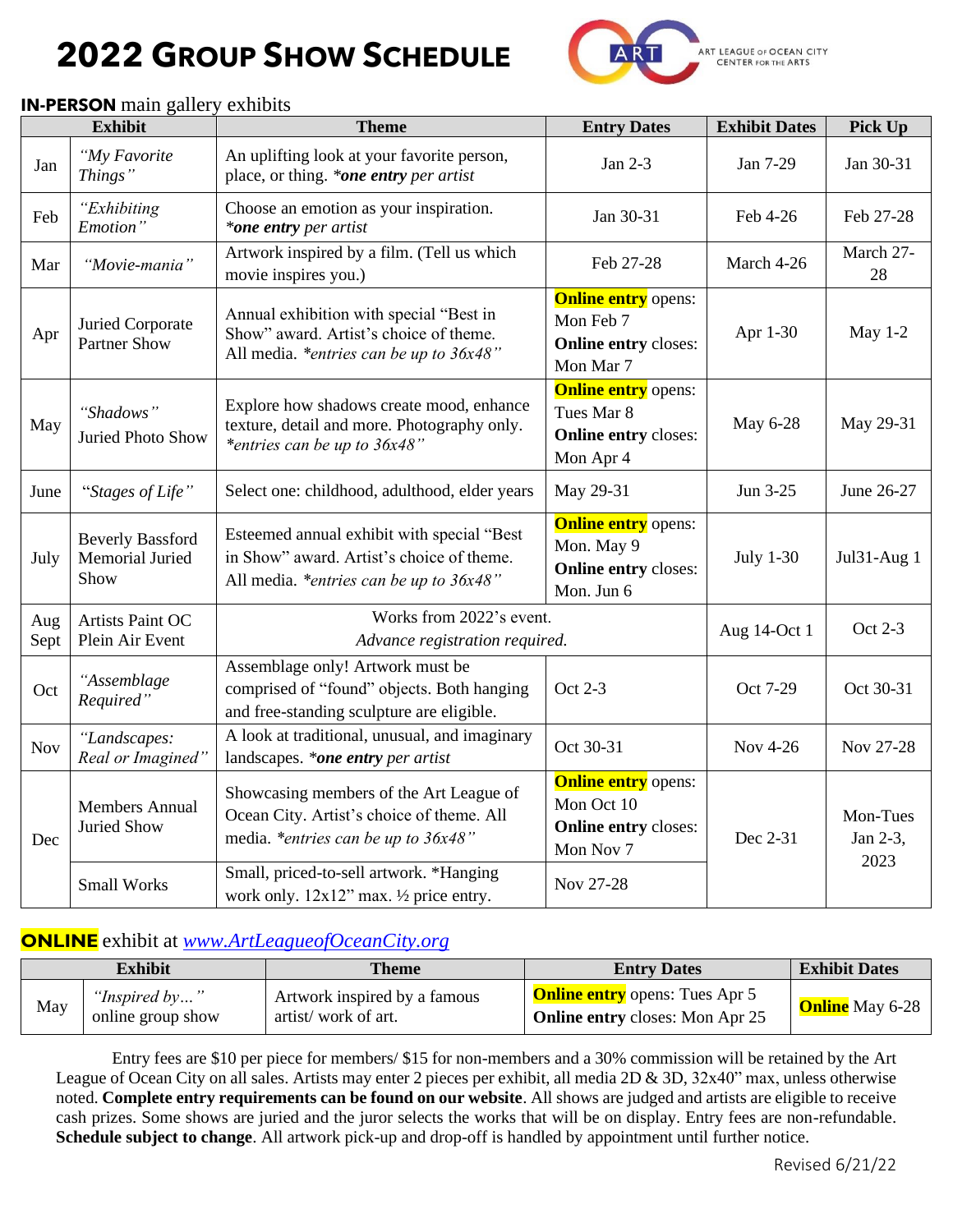# 2022 Group Show Schedule

ART LEAGUE of OCEAN CITY CENTER FOR THE ARTS

**IN-PERSON** main gallery exhibits

| Exhibit | | Theme | Entry Dates | Exhibit Dates | Pick Up |
|---|---|---|---|---|---|
| Jan | *"My Favorite Things"* | An uplifting look at your favorite person, place, or thing. *\*one entry per artist* | Jan 2-3 | Jan 7-29 | Jan 30-31 |
| Feb | *"Exhibiting Emotion"* | Choose an emotion as your inspiration. *\*one entry per artist* | Jan 30-31 | Feb 4-26 | Feb 27-28 |
| Mar | *"Movie-mania"* | Artwork inspired by a film. (Tell us which movie inspires you.) | Feb 27-28 | March 4-26 | March 27-28 |
| Apr | Juried Corporate Partner Show | Annual exhibition with special "Best in Show" award. Artist's choice of theme. All media. *\*entries can be up to 36x48"* | **Online entry** opens: Mon Feb 7 **Online entry** closes: Mon Mar 7 | Apr 1-30 | May 1-2 |
| May | *"Shadows"* Juried Photo Show | Explore how shadows create mood, enhance texture, detail and more. Photography only. *\*entries can be up to 36x48"* | **Online entry** opens: Tues Mar 8 **Online entry** closes: Mon Apr 4 | May 6-28 | May 29-31 |
| June | *"Stages of Life"* | Select one: childhood, adulthood, elder years | May 29-31 | Jun 3-25 | June 26-27 |
| July | Beverly Bassford Memorial Juried Show | Esteemed annual exhibit with special "Best in Show" award. Artist's choice of theme. All media. *\*entries can be up to 36x48"* | **Online entry** opens: Mon. May 9 **Online entry** closes: Mon. Jun 6 | July 1-30 | Jul31-Aug 1 |
| Aug Sept | Artists Paint OC Plein Air Event | Works from 2022's event. *Advance registration required.* | | Aug 14-Oct 1 | Oct 2-3 |
| Oct | *"Assemblage Required"* | Assemblage only! Artwork must be comprised of "found" objects. Both hanging and free-standing sculpture are eligible. | Oct 2-3 | Oct 7-29 | Oct 30-31 |
| Nov | *"Landscapes: Real or Imagined"* | A look at traditional, unusual, and imaginary landscapes. *\*one entry per artist* | Oct 30-31 | Nov 4-26 | Nov 27-28 |
| Dec | Members Annual Juried Show | Showcasing members of the Art League of Ocean City. Artist's choice of theme. All media. *\*entries can be up to 36x48"* | **Online entry** opens: Mon Oct 10 **Online entry** closes: Mon Nov 7 | Dec 2-31 | Mon-Tues Jan 2-3, 2023 |
| | Small Works | Small, priced-to-sell artwork. \*Hanging work only. 12x12" max. ½ price entry. | Nov 27-28 | | |

**ONLINE** exhibit at *www.ArtLeagueofOceanCity.org*

| Exhibit | | Theme | Entry Dates | Exhibit Dates |
|---|---|---|---|---|
| May | *"Inspired by…"* online group show | Artwork inspired by a famous artist/ work of art. | **Online entry** opens: Tues Apr 5 **Online entry** closes: Mon Apr 25 | **Online** May 6-28 |

Entry fees are $10 per piece for members/ $15 for non-members and a 30% commission will be retained by the Art League of Ocean City on all sales. Artists may enter 2 pieces per exhibit, all media 2D & 3D, 32x40" max, unless otherwise noted. **Complete entry requirements can be found on our website**. All shows are judged and artists are eligible to receive cash prizes. Some shows are juried and the juror selects the works that will be on display. Entry fees are non-refundable. **Schedule subject to change**. All artwork pick-up and drop-off is handled by appointment until further notice.

Revised 6/21/22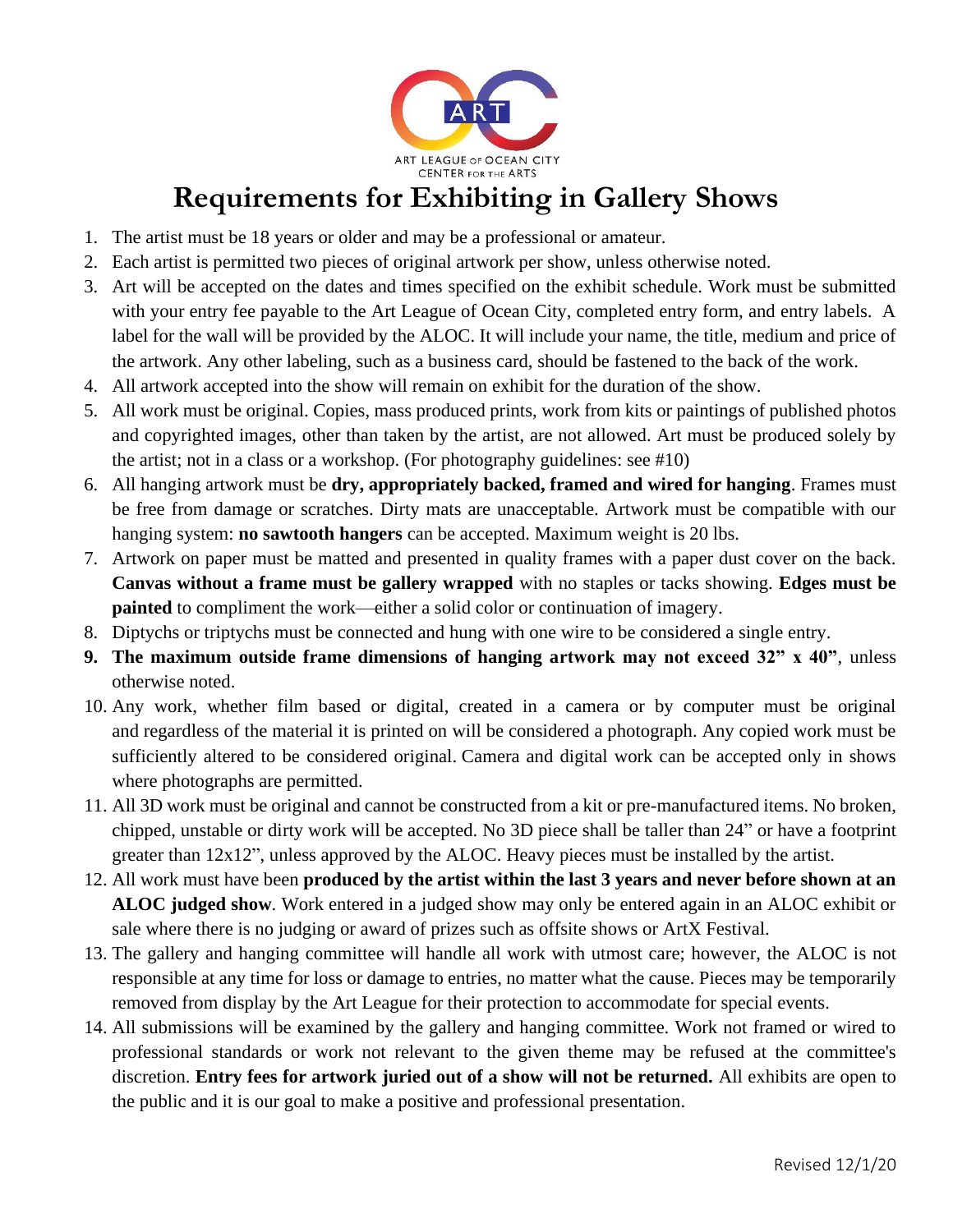ART LEAGUE OF OCEAN CITY
CENTER FOR THE ARTS

# Requirements for Exhibiting in Gallery Shows

1. The artist must be 18 years or older and may be a professional or amateur.
2. Each artist is permitted two pieces of original artwork per show, unless otherwise noted.
3. Art will be accepted on the dates and times specified on the exhibit schedule. Work must be submitted with your entry fee payable to the Art League of Ocean City, completed entry form, and entry labels. A label for the wall will be provided by the ALOC. It will include your name, the title, medium and price of the artwork. Any other labeling, such as a business card, should be fastened to the back of the work.
4. All artwork accepted into the show will remain on exhibit for the duration of the show.
5. All work must be original. Copies, mass produced prints, work from kits or paintings of published photos and copyrighted images, other than taken by the artist, are not allowed. Art must be produced solely by the artist; not in a class or a workshop. (For photography guidelines: see #10)
6. All hanging artwork must be **dry, appropriately backed, framed and wired for hanging**. Frames must be free from damage or scratches. Dirty mats are unacceptable. Artwork must be compatible with our hanging system: **no sawtooth hangers** can be accepted. Maximum weight is 20 lbs.
7. Artwork on paper must be matted and presented in quality frames with a paper dust cover on the back. **Canvas without a frame must be gallery wrapped** with no staples or tacks showing. **Edges must be painted** to compliment the work—either a solid color or continuation of imagery.
8. Diptychs or triptychs must be connected and hung with one wire to be considered a single entry.
9. **The maximum outside frame dimensions of hanging artwork may not exceed 32" x 40"**, unless otherwise noted.
10. Any work, whether film based or digital, created in a camera or by computer must be original and regardless of the material it is printed on will be considered a photograph. Any copied work must be sufficiently altered to be considered original. Camera and digital work can be accepted only in shows where photographs are permitted.
11. All 3D work must be original and cannot be constructed from a kit or pre-manufactured items. No broken, chipped, unstable or dirty work will be accepted. No 3D piece shall be taller than 24" or have a footprint greater than 12x12", unless approved by the ALOC. Heavy pieces must be installed by the artist.
12. All work must have been **produced by the artist within the last 3 years and never before shown at an ALOC judged show**. Work entered in a judged show may only be entered again in an ALOC exhibit or sale where there is no judging or award of prizes such as offsite shows or ArtX Festival.
13. The gallery and hanging committee will handle all work with utmost care; however, the ALOC is not responsible at any time for loss or damage to entries, no matter what the cause. Pieces may be temporarily removed from display by the Art League for their protection to accommodate for special events.
14. All submissions will be examined by the gallery and hanging committee. Work not framed or wired to professional standards or work not relevant to the given theme may be refused at the committee's discretion. **Entry fees for artwork juried out of a show will not be returned.** All exhibits are open to the public and it is our goal to make a positive and professional presentation.

Revised 12/1/20